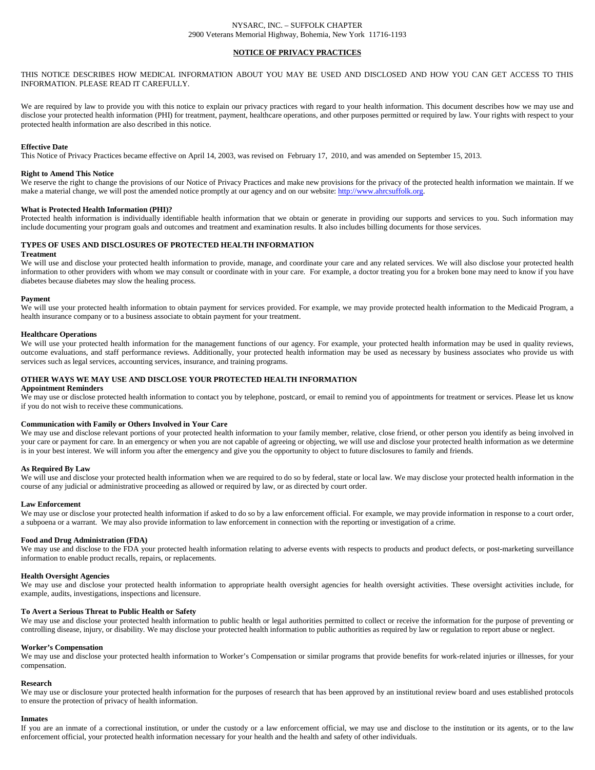NYSARC, INC. – SUFFOLK CHAPTER
2900 Veterans Memorial Highway, Bohemia, New York 11716-1193

# NOTICE OF PRIVACY PRACTICES

THIS NOTICE DESCRIBES HOW MEDICAL INFORMATION ABOUT YOU MAY BE USED AND DISCLOSED AND HOW YOU CAN GET ACCESS TO THIS INFORMATION. PLEASE READ IT CAREFULLY.

We are required by law to provide you with this notice to explain our privacy practices with regard to your health information. This document describes how we may use and disclose your protected health information (PHI) for treatment, payment, healthcare operations, and other purposes permitted or required by law. Your rights with respect to your protected health information are also described in this notice.

**Effective Date**
This Notice of Privacy Practices became effective on April 14, 2003, was revised on February 17, 2010, and was amended on September 15, 2013.

**Right to Amend This Notice**
We reserve the right to change the provisions of our Notice of Privacy Practices and make new provisions for the privacy of the protected health information we maintain. If we make a material change, we will post the amended notice promptly at our agency and on our website: http://www.ahrcsuffolk.org.

**What is Protected Health Information (PHI)?**
Protected health information is individually identifiable health information that we obtain or generate in providing our supports and services to you. Such information may include documenting your program goals and outcomes and treatment and examination results. It also includes billing documents for those services.

## TYPES OF USES AND DISCLOSURES OF PROTECTED HEALTH INFORMATION

**Treatment**
We will use and disclose your protected health information to provide, manage, and coordinate your care and any related services. We will also disclose your protected health information to other providers with whom we may consult or coordinate with in your care. For example, a doctor treating you for a broken bone may need to know if you have diabetes because diabetes may slow the healing process.

**Payment**
We will use your protected health information to obtain payment for services provided. For example, we may provide protected health information to the Medicaid Program, a health insurance company or to a business associate to obtain payment for your treatment.

**Healthcare Operations**
We will use your protected health information for the management functions of our agency. For example, your protected health information may be used in quality reviews, outcome evaluations, and staff performance reviews. Additionally, your protected health information may be used as necessary by business associates who provide us with services such as legal services, accounting services, insurance, and training programs.

## OTHER WAYS WE MAY USE AND DISCLOSE YOUR PROTECTED HEALTH INFORMATION

**Appointment Reminders**
We may use or disclose protected health information to contact you by telephone, postcard, or email to remind you of appointments for treatment or services. Please let us know if you do not wish to receive these communications.

**Communication with Family or Others Involved in Your Care**
We may use and disclose relevant portions of your protected health information to your family member, relative, close friend, or other person you identify as being involved in your care or payment for care. In an emergency or when you are not capable of agreeing or objecting, we will use and disclose your protected health information as we determine is in your best interest. We will inform you after the emergency and give you the opportunity to object to future disclosures to family and friends.

**As Required By Law**
We will use and disclose your protected health information when we are required to do so by federal, state or local law. We may disclose your protected health information in the course of any judicial or administrative proceeding as allowed or required by law, or as directed by court order.

**Law Enforcement**
We may use or disclose your protected health information if asked to do so by a law enforcement official. For example, we may provide information in response to a court order, a subpoena or a warrant. We may also provide information to law enforcement in connection with the reporting or investigation of a crime.

**Food and Drug Administration (FDA)**
We may use and disclose to the FDA your protected health information relating to adverse events with respects to products and product defects, or post-marketing surveillance information to enable product recalls, repairs, or replacements.

**Health Oversight Agencies**
We may use and disclose your protected health information to appropriate health oversight agencies for health oversight activities. These oversight activities include, for example, audits, investigations, inspections and licensure.

**To Avert a Serious Threat to Public Health or Safety**
We may use and disclose your protected health information to public health or legal authorities permitted to collect or receive the information for the purpose of preventing or controlling disease, injury, or disability. We may disclose your protected health information to public authorities as required by law or regulation to report abuse or neglect.

**Worker's Compensation**
We may use and disclose your protected health information to Worker's Compensation or similar programs that provide benefits for work-related injuries or illnesses, for your compensation.

**Research**
We may use or disclosure your protected health information for the purposes of research that has been approved by an institutional review board and uses established protocols to ensure the protection of privacy of health information.

**Inmates**
If you are an inmate of a correctional institution, or under the custody or a law enforcement official, we may use and disclose to the institution or its agents, or to the law enforcement official, your protected health information necessary for your health and the health and safety of other individuals.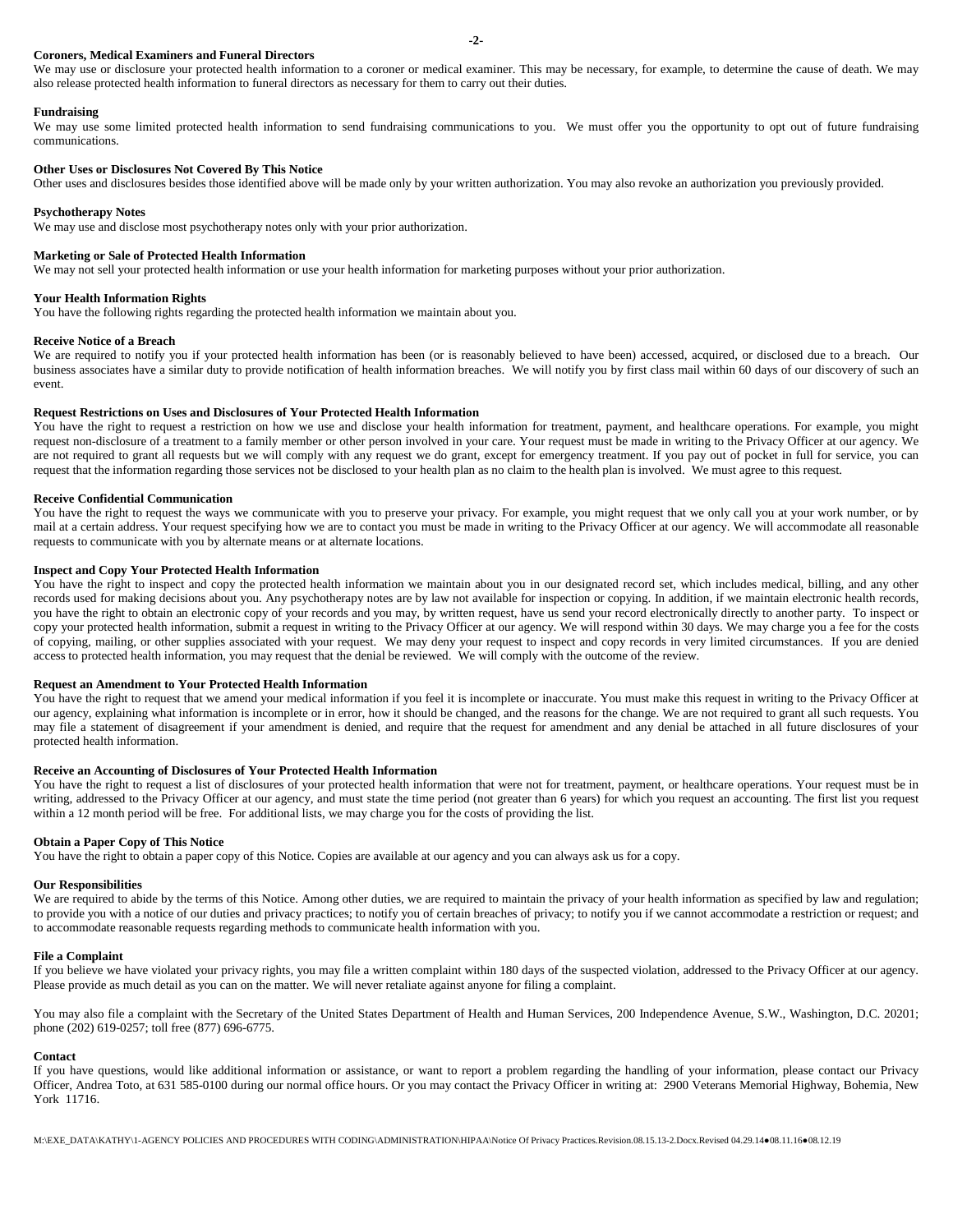### Coroners, Medical Examiners and Funeral Directors

We may use or disclosure your protected health information to a coroner or medical examiner. This may be necessary, for example, to determine the cause of death. We may also release protected health information to funeral directors as necessary for them to carry out their duties.

### Fundraising

We may use some limited protected health information to send fundraising communications to you. We must offer you the opportunity to opt out of future fundraising communications.

### Other Uses or Disclosures Not Covered By This Notice

Other uses and disclosures besides those identified above will be made only by your written authorization. You may also revoke an authorization you previously provided.

### Psychotherapy Notes

We may use and disclose most psychotherapy notes only with your prior authorization.

### Marketing or Sale of Protected Health Information

We may not sell your protected health information or use your health information for marketing purposes without your prior authorization.

### Your Health Information Rights

You have the following rights regarding the protected health information we maintain about you.

### Receive Notice of a Breach

We are required to notify you if your protected health information has been (or is reasonably believed to have been) accessed, acquired, or disclosed due to a breach. Our business associates have a similar duty to provide notification of health information breaches. We will notify you by first class mail within 60 days of our discovery of such an event.

### Request Restrictions on Uses and Disclosures of Your Protected Health Information

You have the right to request a restriction on how we use and disclose your health information for treatment, payment, and healthcare operations. For example, you might request non-disclosure of a treatment to a family member or other person involved in your care. Your request must be made in writing to the Privacy Officer at our agency. We are not required to grant all requests but we will comply with any request we do grant, except for emergency treatment. If you pay out of pocket in full for service, you can request that the information regarding those services not be disclosed to your health plan as no claim to the health plan is involved. We must agree to this request.

### Receive Confidential Communication

You have the right to request the ways we communicate with you to preserve your privacy. For example, you might request that we only call you at your work number, or by mail at a certain address. Your request specifying how we are to contact you must be made in writing to the Privacy Officer at our agency. We will accommodate all reasonable requests to communicate with you by alternate means or at alternate locations.

### Inspect and Copy Your Protected Health Information

You have the right to inspect and copy the protected health information we maintain about you in our designated record set, which includes medical, billing, and any other records used for making decisions about you. Any psychotherapy notes are by law not available for inspection or copying. In addition, if we maintain electronic health records, you have the right to obtain an electronic copy of your records and you may, by written request, have us send your record electronically directly to another party. To inspect or copy your protected health information, submit a request in writing to the Privacy Officer at our agency. We will respond within 30 days. We may charge you a fee for the costs of copying, mailing, or other supplies associated with your request. We may deny your request to inspect and copy records in very limited circumstances. If you are denied access to protected health information, you may request that the denial be reviewed. We will comply with the outcome of the review.

### Request an Amendment to Your Protected Health Information

You have the right to request that we amend your medical information if you feel it is incomplete or inaccurate. You must make this request in writing to the Privacy Officer at our agency, explaining what information is incomplete or in error, how it should be changed, and the reasons for the change. We are not required to grant all such requests. You may file a statement of disagreement if your amendment is denied, and require that the request for amendment and any denial be attached in all future disclosures of your protected health information.

### Receive an Accounting of Disclosures of Your Protected Health Information

You have the right to request a list of disclosures of your protected health information that were not for treatment, payment, or healthcare operations. Your request must be in writing, addressed to the Privacy Officer at our agency, and must state the time period (not greater than 6 years) for which you request an accounting. The first list you request within a 12 month period will be free. For additional lists, we may charge you for the costs of providing the list.

### Obtain a Paper Copy of This Notice

You have the right to obtain a paper copy of this Notice. Copies are available at our agency and you can always ask us for a copy.

### Our Responsibilities

We are required to abide by the terms of this Notice. Among other duties, we are required to maintain the privacy of your health information as specified by law and regulation; to provide you with a notice of our duties and privacy practices; to notify you of certain breaches of privacy; to notify you if we cannot accommodate a restriction or request; and to accommodate reasonable requests regarding methods to communicate health information with you.

### File a Complaint

If you believe we have violated your privacy rights, you may file a written complaint within 180 days of the suspected violation, addressed to the Privacy Officer at our agency. Please provide as much detail as you can on the matter. We will never retaliate against anyone for filing a complaint.

You may also file a complaint with the Secretary of the United States Department of Health and Human Services, 200 Independence Avenue, S.W., Washington, D.C. 20201; phone (202) 619-0257; toll free (877) 696-6775.

### Contact

If you have questions, would like additional information or assistance, or want to report a problem regarding the handling of your information, please contact our Privacy Officer, Andrea Toto, at 631 585-0100 during our normal office hours. Or you may contact the Privacy Officer in writing at: 2900 Veterans Memorial Highway, Bohemia, New York 11716.

M:\EXE_DATA\KATHY\1-AGENCY POLICIES AND PROCEDURES WITH CODING\ADMINISTRATION\HIPAA\Notice Of Privacy Practices.Revision.08.15.13-2.Docx.Revised 04.29.14●08.11.16●08.12.19